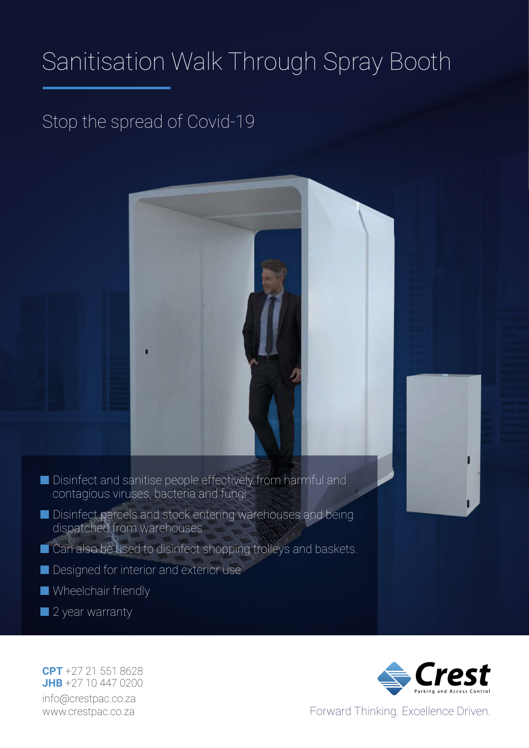# Sanitisation Walk Through Spray Booth

## Stop the spread of Covid-19

- Disinfect and sanitise people effectively from harmful and contagious viruses, bacteria and fungi
- Disinfect parcels and stock entering warehouses and being dispatched from warehouses
- Can also be used to disinfect shopping trolleys and baskets.
- Designed for interior and exterior use
- Wheelchair friendly
- 2 year warranty

**CPT** +27 21 551 8628
**JHB** +27 10 447 0200
info@crestpac.co.za
www.crestpac.co.za

Crest
Parking and Access Control

Forward Thinking. Excellence Driven.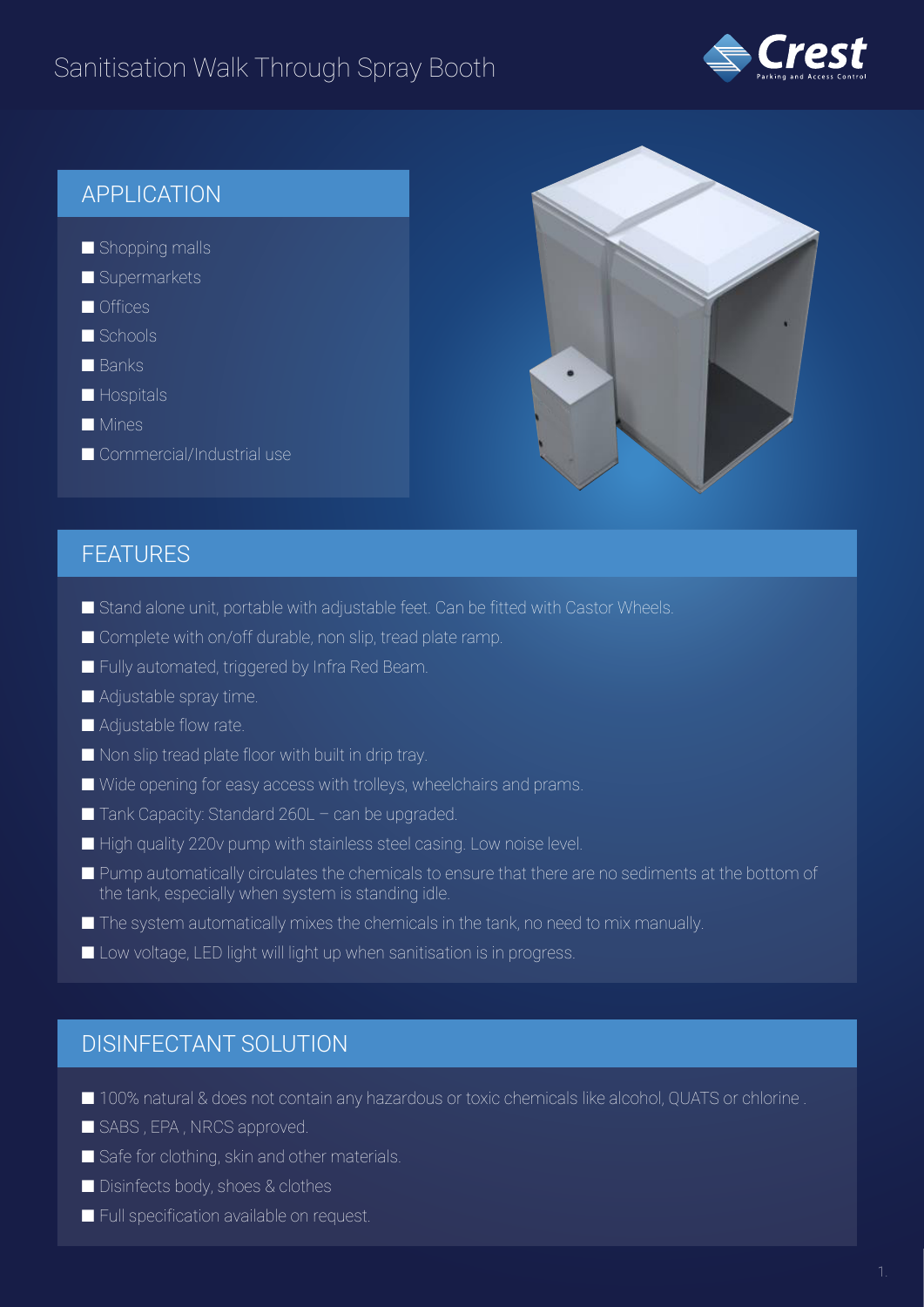# Sanitisation Walk Through Spray Booth

## APPLICATION

- Shopping malls
- Supermarkets
- Offices
- Schools
- Banks
- Hospitals
- Mines
- Commercial/Industrial use

## FEATURES

- Stand alone unit, portable with adjustable feet. Can be fitted with Castor Wheels.
- Complete with on/off durable, non slip, tread plate ramp.
- Fully automated, triggered by Infra Red Beam.
- Adjustable spray time.
- Adjustable flow rate.
- Non slip tread plate floor with built in drip tray.
- Wide opening for easy access with trolleys, wheelchairs and prams.
- Tank Capacity: Standard 260L – can be upgraded.
- High quality 220v pump with stainless steel casing. Low noise level.
- Pump automatically circulates the chemicals to ensure that there are no sediments at the bottom of the tank, especially when system is standing idle.
- The system automatically mixes the chemicals in the tank, no need to mix manually.
- Low voltage, LED light will light up when sanitisation is in progress.

## DISINFECTANT SOLUTION

- 100% natural & does not contain any hazardous or toxic chemicals like alcohol, QUATS or chlorine .
- SABS , EPA , NRCS approved.
- Safe for clothing, skin and other materials.
- Disinfects body, shoes & clothes
- Full specification available on request.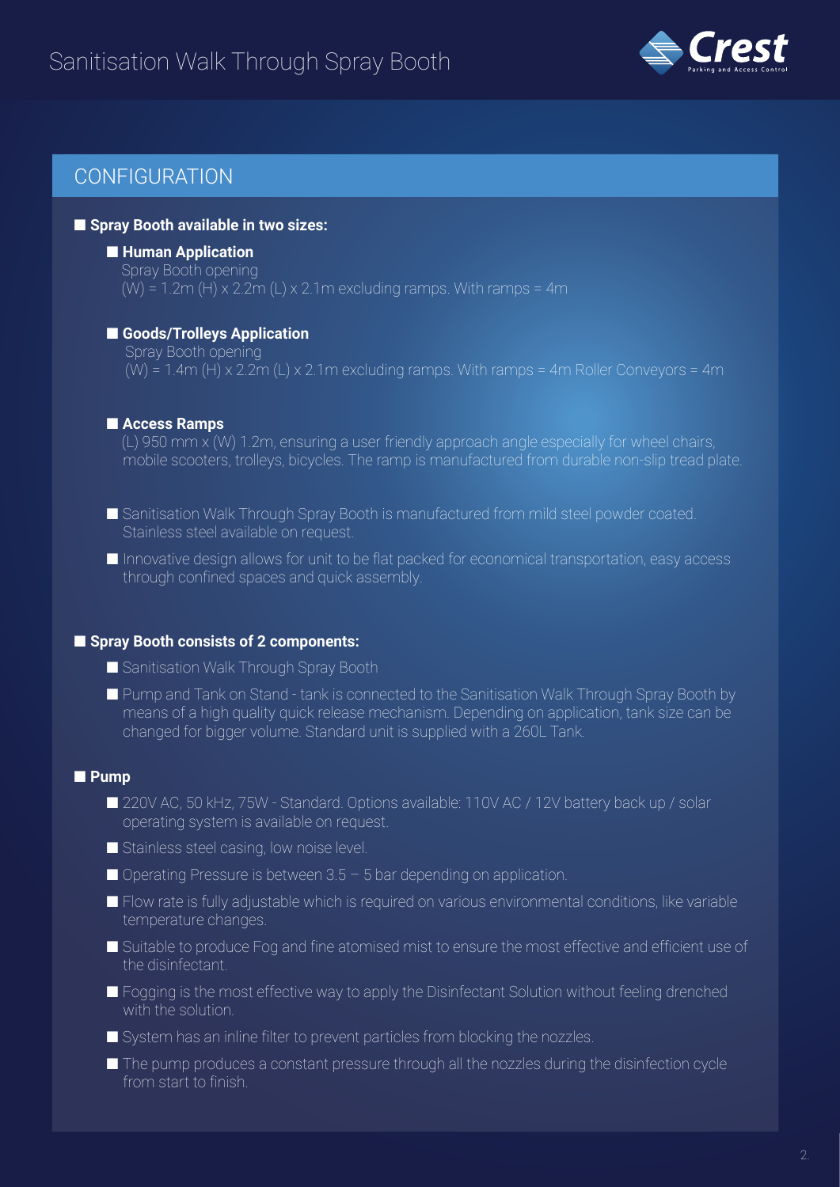# Sanitisation Walk Through Spray Booth

## CONFIGURATION

- **Spray Booth available in two sizes:**
  - **Human Application**
    Spray Booth opening
    (W) = 1.2m (H) x 2.2m (L) x 2.1m excluding ramps. With ramps = 4m
  - **Goods/Trolleys Application**
    Spray Booth opening
    (W) = 1.4m (H) x 2.2m (L) x 2.1m excluding ramps. With ramps = 4m Roller Conveyors = 4m
  - **Access Ramps**
    (L) 950 mm x (W) 1.2m, ensuring a user friendly approach angle especially for wheel chairs, mobile scooters, trolleys, bicycles. The ramp is manufactured from durable non-slip tread plate.
  - Sanitisation Walk Through Spray Booth is manufactured from mild steel powder coated. Stainless steel available on request.
  - Innovative design allows for unit to be flat packed for economical transportation, easy access through confined spaces and quick assembly.

- **Spray Booth consists of 2 components:**
  - Sanitisation Walk Through Spray Booth
  - Pump and Tank on Stand - tank is connected to the Sanitisation Walk Through Spray Booth by means of a high quality quick release mechanism. Depending on application, tank size can be changed for bigger volume. Standard unit is supplied with a 260L Tank.

- **Pump**
  - 220V AC, 50 kHz, 75W - Standard. Options available: 110V AC / 12V battery back up / solar operating system is available on request.
  - Stainless steel casing, low noise level.
  - Operating Pressure is between 3.5 – 5 bar depending on application.
  - Flow rate is fully adjustable which is required on various environmental conditions, like variable temperature changes.
  - Suitable to produce Fog and fine atomised mist to ensure the most effective and efficient use of the disinfectant.
  - Fogging is the most effective way to apply the Disinfectant Solution without feeling drenched with the solution.
  - System has an inline filter to prevent particles from blocking the nozzles.
  - The pump produces a constant pressure through all the nozzles during the disinfection cycle from start to finish.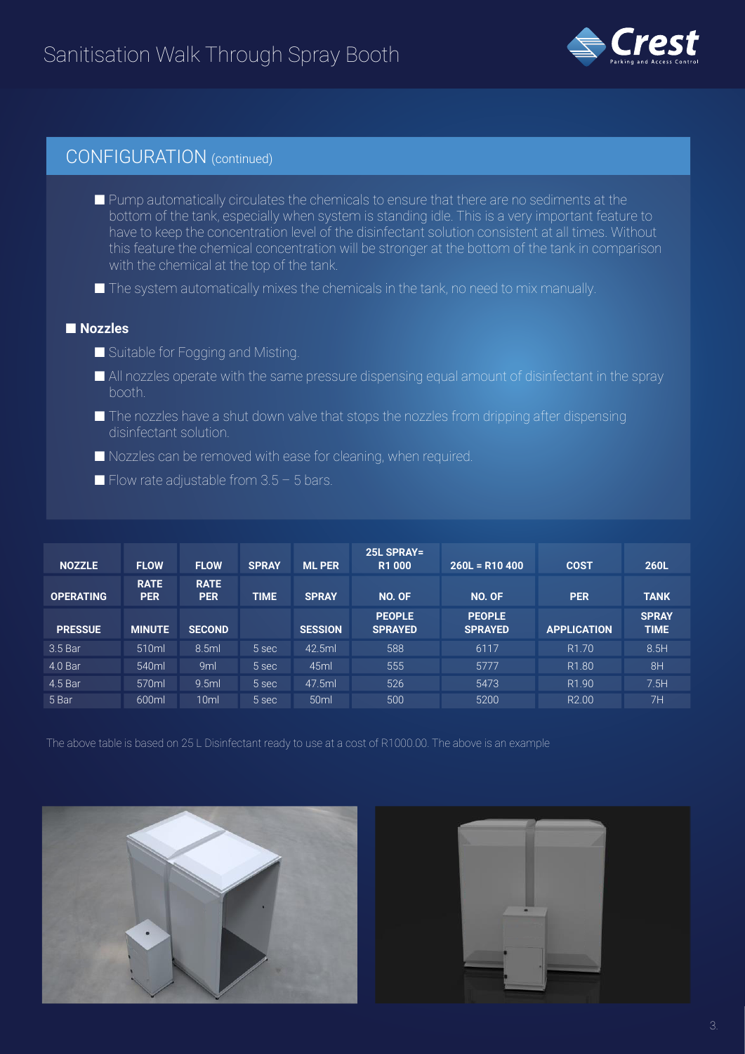# Sanitisation Walk Through Spray Booth

## CONFIGURATION (continued)

- Pump automatically circulates the chemicals to ensure that there are no sediments at the bottom of the tank, especially when system is standing idle. This is a very important feature to have to keep the concentration level of the disinfectant solution consistent at all times. Without this feature the chemical concentration will be stronger at the bottom of the tank in comparison with the chemical at the top of the tank.
- The system automatically mixes the chemicals in the tank, no need to mix manually.

### Nozzles

- Suitable for Fogging and Misting.
- All nozzles operate with the same pressure dispensing equal amount of disinfectant in the spray booth.
- The nozzles have a shut down valve that stops the nozzles from dripping after dispensing disinfectant solution.
- Nozzles can be removed with ease for cleaning, when required.
- Flow rate adjustable from 3.5 – 5 bars.

| NOZZLE OPERATING PRESSUE | FLOW RATE PER MINUTE | FLOW RATE PER SECOND | SPRAY TIME | ML PER SPRAY SESSION | 25L SPRAY= R1 000 NO. OF PEOPLE SPRAYED | 260L = R10 400 NO. OF PEOPLE SPRAYED | COST PER APPLICATION | 260L TANK SPRAY TIME |
|---|---|---|---|---|---|---|---|---|
| 3.5 Bar | 510ml | 8.5ml | 5 sec | 42.5ml | 588 | 6117 | R1.70 | 8.5H |
| 4.0 Bar | 540ml | 9ml | 5 sec | 45ml | 555 | 5777 | R1.80 | 8H |
| 4.5 Bar | 570ml | 9.5ml | 5 sec | 47.5ml | 526 | 5473 | R1.90 | 7.5H |
| 5 Bar | 600ml | 10ml | 5 sec | 50ml | 500 | 5200 | R2.00 | 7H |

The above table is based on 25 L Disinfectant ready to use at a cost of R1000.00. The above is an example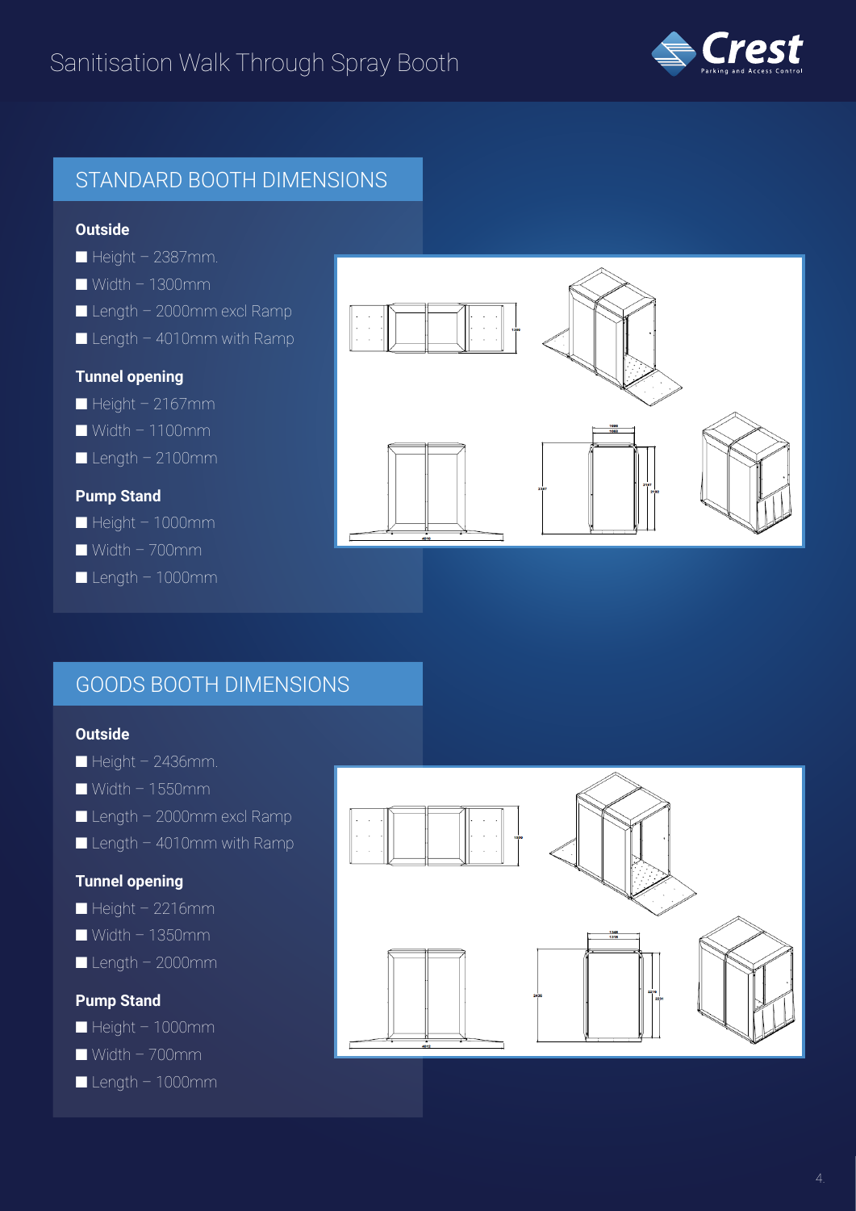# Sanitisation Walk Through Spray Booth

## STANDARD BOOTH DIMENSIONS

### Outside

- Height – 2387mm.
- Width – 1300mm
- Length – 2000mm excl Ramp
- Length – 4010mm with Ramp

### Tunnel opening

- Height – 2167mm
- Width – 1100mm
- Length – 2100mm

### Pump Stand

- Height – 1000mm
- Width – 700mm
- Length – 1000mm

## GOODS BOOTH DIMENSIONS

### Outside

- Height – 2436mm.
- Width – 1550mm
- Length – 2000mm excl Ramp
- Length – 4010mm with Ramp

### Tunnel opening

- Height – 2216mm
- Width – 1350mm
- Length – 2000mm

### Pump Stand

- Height – 1000mm
- Width – 700mm
- Length – 1000mm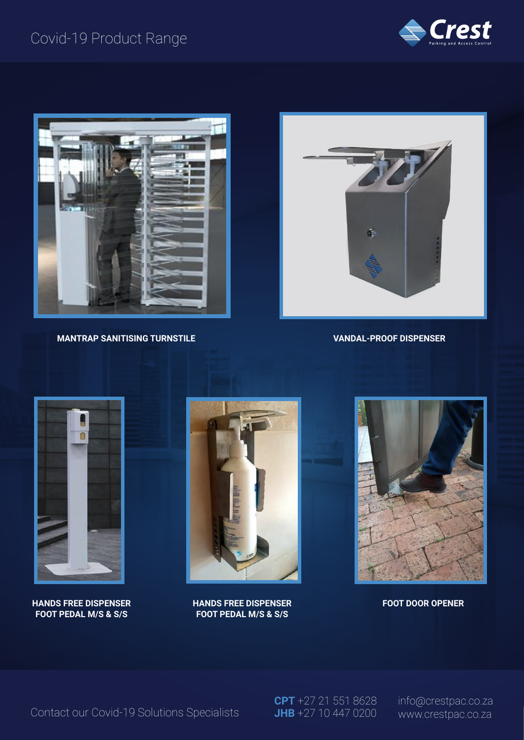# Covid-19 Product Range

**MANTRAP SANITISING TURNSTILE**

**VANDAL-PROOF DISPENSER**

**HANDS FREE DISPENSER FOOT PEDAL M/S & S/S**

**HANDS FREE DISPENSER FOOT PEDAL M/S & S/S**

**FOOT DOOR OPENER**

Contact our Covid-19 Solutions Specialists

**CPT** +27 21 551 8628
**JHB** +27 10 447 0200

info@crestpac.co.za
www.crestpac.co.za